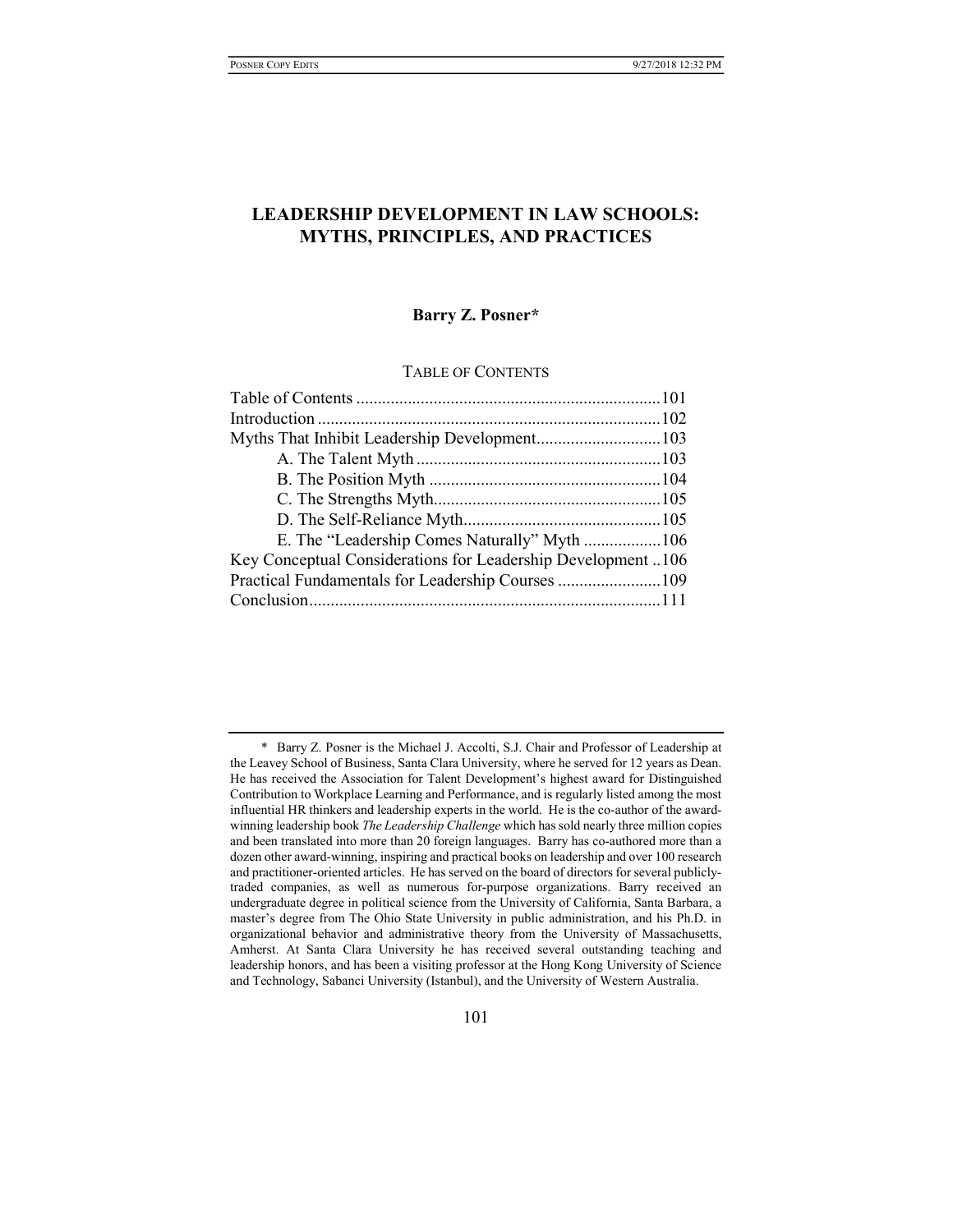# LEADERSHIP DEVELOPMENT IN LAW SCHOOLS: MYTHS, PRINCIPLES, AND PRACTICES

**Barry Z. Posner***

TABLE OF CONTENTS

| | |
|---|---|
| Table of Contents | 101 |
| Introduction | 102 |
| Myths That Inhibit Leadership Development | 103 |
| A. The Talent Myth | 103 |
| B. The Position Myth | 104 |
| C. The Strengths Myth | 105 |
| D. The Self-Reliance Myth | 105 |
| E. The "Leadership Comes Naturally" Myth | 106 |
| Key Conceptual Considerations for Leadership Development | 106 |
| Practical Fundamentals for Leadership Courses | 109 |
| Conclusion | 111 |

\* Barry Z. Posner is the Michael J. Accolti, S.J. Chair and Professor of Leadership at the Leavey School of Business, Santa Clara University, where he served for 12 years as Dean. He has received the Association for Talent Development's highest award for Distinguished Contribution to Workplace Learning and Performance, and is regularly listed among the most influential HR thinkers and leadership experts in the world. He is the co-author of the award-winning leadership book *The Leadership Challenge* which has sold nearly three million copies and been translated into more than 20 foreign languages. Barry has co-authored more than a dozen other award-winning, inspiring and practical books on leadership and over 100 research and practitioner-oriented articles. He has served on the board of directors for several publicly-traded companies, as well as numerous for-purpose organizations. Barry received an undergraduate degree in political science from the University of California, Santa Barbara, a master's degree from The Ohio State University in public administration, and his Ph.D. in organizational behavior and administrative theory from the University of Massachusetts, Amherst. At Santa Clara University he has received several outstanding teaching and leadership honors, and has been a visiting professor at the Hong Kong University of Science and Technology, Sabanci University (Istanbul), and the University of Western Australia.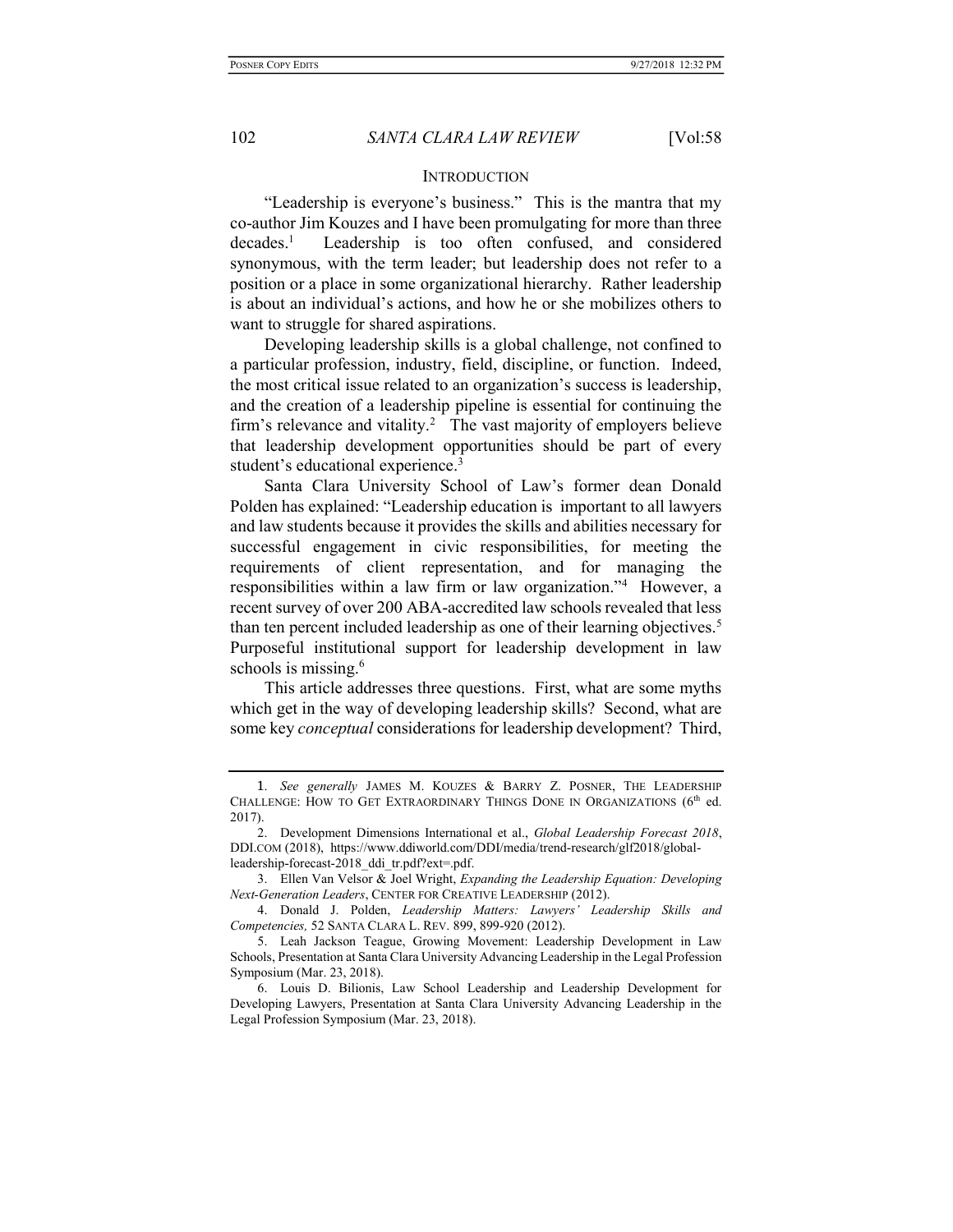## INTRODUCTION

"Leadership is everyone's business." This is the mantra that my co-author Jim Kouzes and I have been promulgating for more than three decades.[1] Leadership is too often confused, and considered synonymous, with the term leader; but leadership does not refer to a position or a place in some organizational hierarchy. Rather leadership is about an individual's actions, and how he or she mobilizes others to want to struggle for shared aspirations.

Developing leadership skills is a global challenge, not confined to a particular profession, industry, field, discipline, or function. Indeed, the most critical issue related to an organization's success is leadership, and the creation of a leadership pipeline is essential for continuing the firm's relevance and vitality.[2] The vast majority of employers believe that leadership development opportunities should be part of every student's educational experience.[3]

Santa Clara University School of Law's former dean Donald Polden has explained: "Leadership education is important to all lawyers and law students because it provides the skills and abilities necessary for successful engagement in civic responsibilities, for meeting the requirements of client representation, and for managing the responsibilities within a law firm or law organization."[4] However, a recent survey of over 200 ABA-accredited law schools revealed that less than ten percent included leadership as one of their learning objectives.[5] Purposeful institutional support for leadership development in law schools is missing.[6]

This article addresses three questions. First, what are some myths which get in the way of developing leadership skills? Second, what are some key *conceptual* considerations for leadership development? Third,

---

1. *See generally* JAMES M. KOUZES & BARRY Z. POSNER, THE LEADERSHIP CHALLENGE: HOW TO GET EXTRAORDINARY THINGS DONE IN ORGANIZATIONS (6th ed. 2017).

2. Development Dimensions International et al., *Global Leadership Forecast 2018*, DDI.COM (2018), https://www.ddiworld.com/DDI/media/trend-research/glf2018/global-leadership-forecast-2018_ddi_tr.pdf?ext=.pdf.

3. Ellen Van Velsor & Joel Wright, *Expanding the Leadership Equation: Developing Next-Generation Leaders*, CENTER FOR CREATIVE LEADERSHIP (2012).

4. Donald J. Polden, *Leadership Matters: Lawyers' Leadership Skills and Competencies,* 52 SANTA CLARA L. REV. 899, 899-920 (2012).

5. Leah Jackson Teague, Growing Movement: Leadership Development in Law Schools, Presentation at Santa Clara University Advancing Leadership in the Legal Profession Symposium (Mar. 23, 2018).

6. Louis D. Bilionis, Law School Leadership and Leadership Development for Developing Lawyers, Presentation at Santa Clara University Advancing Leadership in the Legal Profession Symposium (Mar. 23, 2018).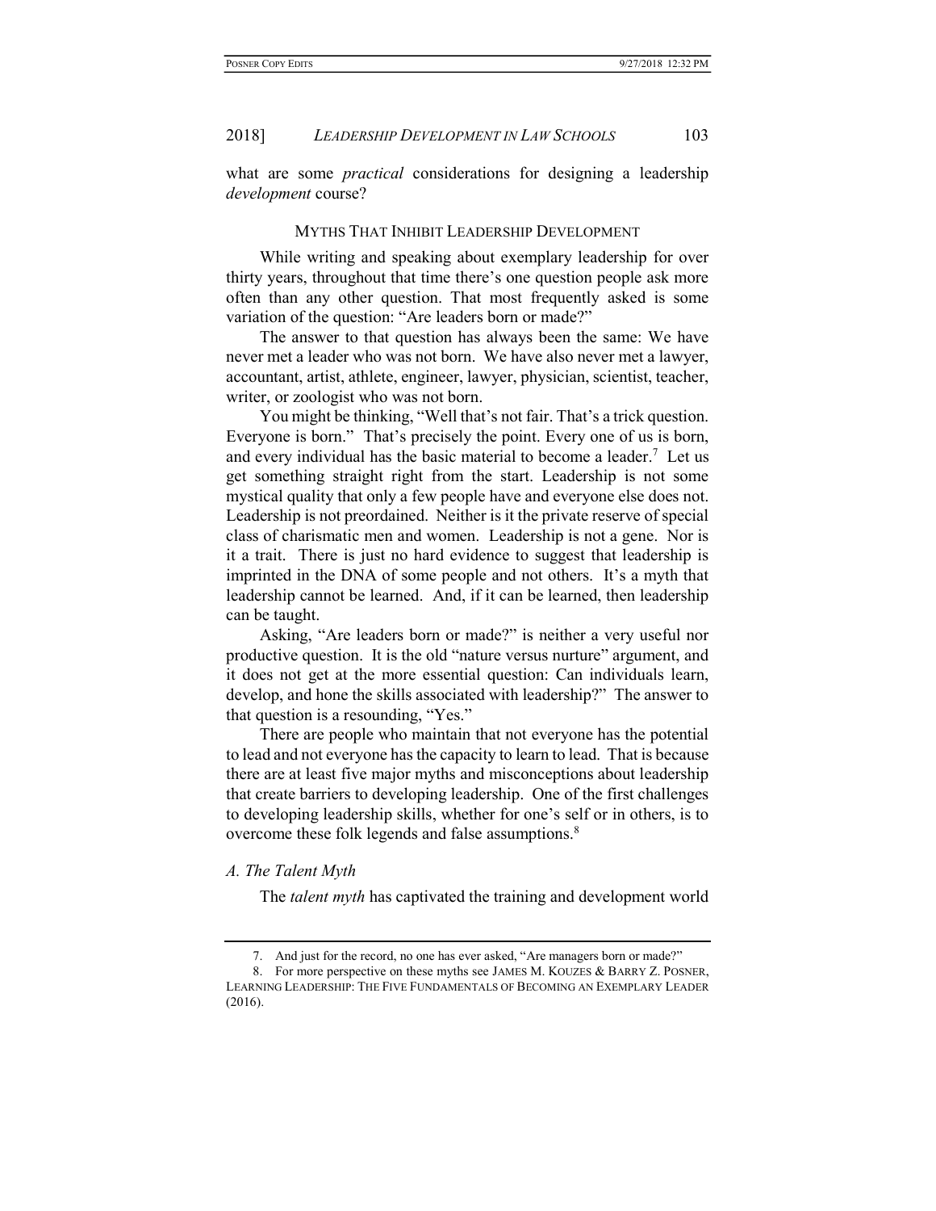what are some *practical* considerations for designing a leadership *development* course?

## MYTHS THAT INHIBIT LEADERSHIP DEVELOPMENT

While writing and speaking about exemplary leadership for over thirty years, throughout that time there's one question people ask more often than any other question. That most frequently asked is some variation of the question: "Are leaders born or made?"

The answer to that question has always been the same: We have never met a leader who was not born. We have also never met a lawyer, accountant, artist, athlete, engineer, lawyer, physician, scientist, teacher, writer, or zoologist who was not born.

You might be thinking, "Well that's not fair. That's a trick question. Everyone is born." That's precisely the point. Every one of us is born, and every individual has the basic material to become a leader.[7] Let us get something straight right from the start. Leadership is not some mystical quality that only a few people have and everyone else does not. Leadership is not preordained. Neither is it the private reserve of special class of charismatic men and women. Leadership is not a gene. Nor is it a trait. There is just no hard evidence to suggest that leadership is imprinted in the DNA of some people and not others. It's a myth that leadership cannot be learned. And, if it can be learned, then leadership can be taught.

Asking, "Are leaders born or made?" is neither a very useful nor productive question. It is the old "nature versus nurture" argument, and it does not get at the more essential question: Can individuals learn, develop, and hone the skills associated with leadership?" The answer to that question is a resounding, "Yes."

There are people who maintain that not everyone has the potential to lead and not everyone has the capacity to learn to lead. That is because there are at least five major myths and misconceptions about leadership that create barriers to developing leadership. One of the first challenges to developing leadership skills, whether for one's self or in others, is to overcome these folk legends and false assumptions.[8]

### *A. The Talent Myth*

The *talent myth* has captivated the training and development world

---

7. And just for the record, no one has ever asked, "Are managers born or made?"

8. For more perspective on these myths see JAMES M. KOUZES & BARRY Z. POSNER, LEARNING LEADERSHIP: THE FIVE FUNDAMENTALS OF BECOMING AN EXEMPLARY LEADER (2016).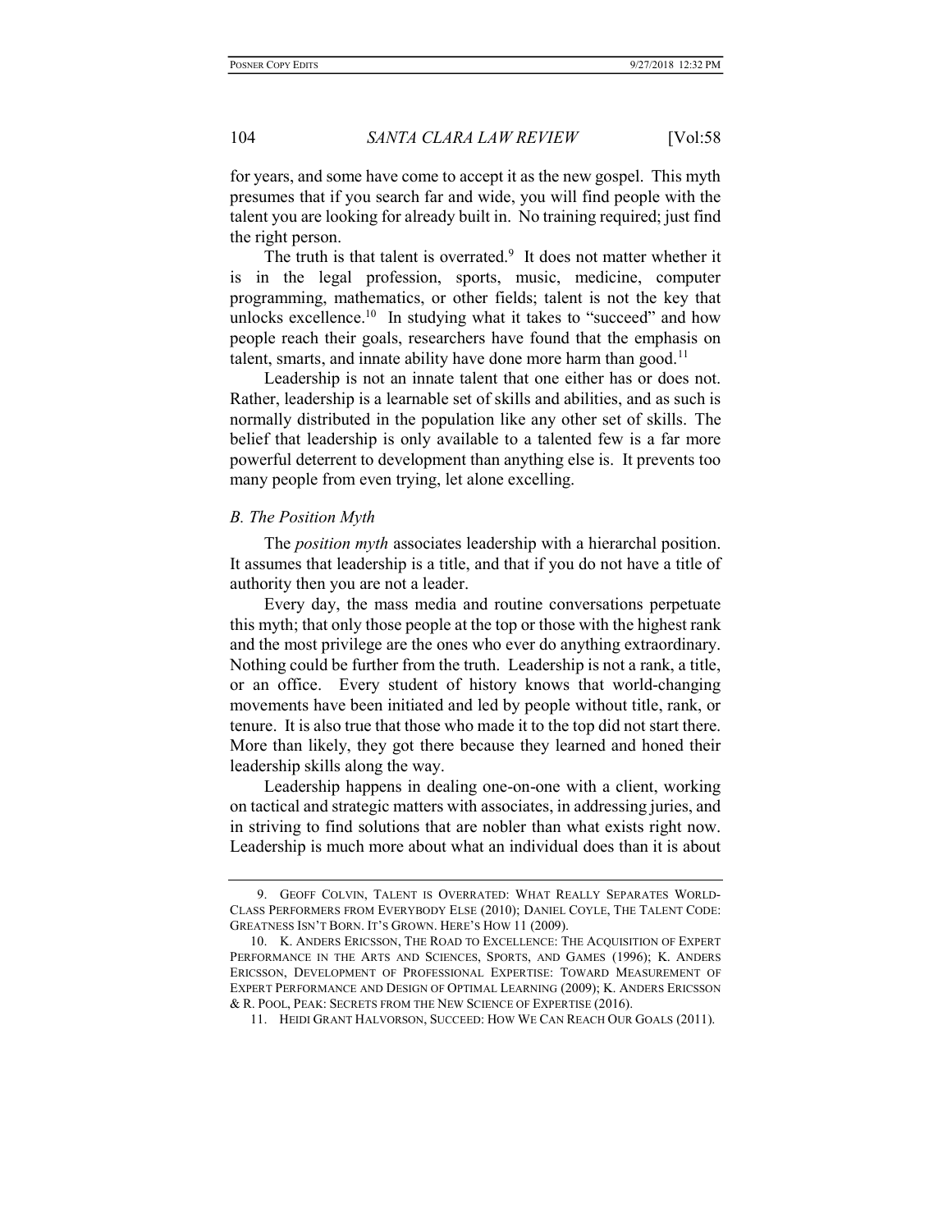for years, and some have come to accept it as the new gospel. This myth presumes that if you search far and wide, you will find people with the talent you are looking for already built in. No training required; just find the right person.

The truth is that talent is overrated.[9] It does not matter whether it is in the legal profession, sports, music, medicine, computer programming, mathematics, or other fields; talent is not the key that unlocks excellence.[10] In studying what it takes to "succeed" and how people reach their goals, researchers have found that the emphasis on talent, smarts, and innate ability have done more harm than good.[11]

Leadership is not an innate talent that one either has or does not. Rather, leadership is a learnable set of skills and abilities, and as such is normally distributed in the population like any other set of skills. The belief that leadership is only available to a talented few is a far more powerful deterrent to development than anything else is. It prevents too many people from even trying, let alone excelling.

### *B. The Position Myth*

The *position myth* associates leadership with a hierarchal position. It assumes that leadership is a title, and that if you do not have a title of authority then you are not a leader.

Every day, the mass media and routine conversations perpetuate this myth; that only those people at the top or those with the highest rank and the most privilege are the ones who ever do anything extraordinary. Nothing could be further from the truth. Leadership is not a rank, a title, or an office. Every student of history knows that world-changing movements have been initiated and led by people without title, rank, or tenure. It is also true that those who made it to the top did not start there. More than likely, they got there because they learned and honed their leadership skills along the way.

Leadership happens in dealing one-on-one with a client, working on tactical and strategic matters with associates, in addressing juries, and in striving to find solutions that are nobler than what exists right now. Leadership is much more about what an individual does than it is about

---

9. GEOFF COLVIN, TALENT IS OVERRATED: WHAT REALLY SEPARATES WORLD-CLASS PERFORMERS FROM EVERYBODY ELSE (2010); DANIEL COYLE, THE TALENT CODE: GREATNESS ISN'T BORN. IT'S GROWN. HERE'S HOW 11 (2009).

10. K. ANDERS ERICSSON, THE ROAD TO EXCELLENCE: THE ACQUISITION OF EXPERT PERFORMANCE IN THE ARTS AND SCIENCES, SPORTS, AND GAMES (1996); K. ANDERS ERICSSON, DEVELOPMENT OF PROFESSIONAL EXPERTISE: TOWARD MEASUREMENT OF EXPERT PERFORMANCE AND DESIGN OF OPTIMAL LEARNING (2009); K. ANDERS ERICSSON & R. POOL, PEAK: SECRETS FROM THE NEW SCIENCE OF EXPERTISE (2016).

11. HEIDI GRANT HALVORSON, SUCCEED: HOW WE CAN REACH OUR GOALS (2011).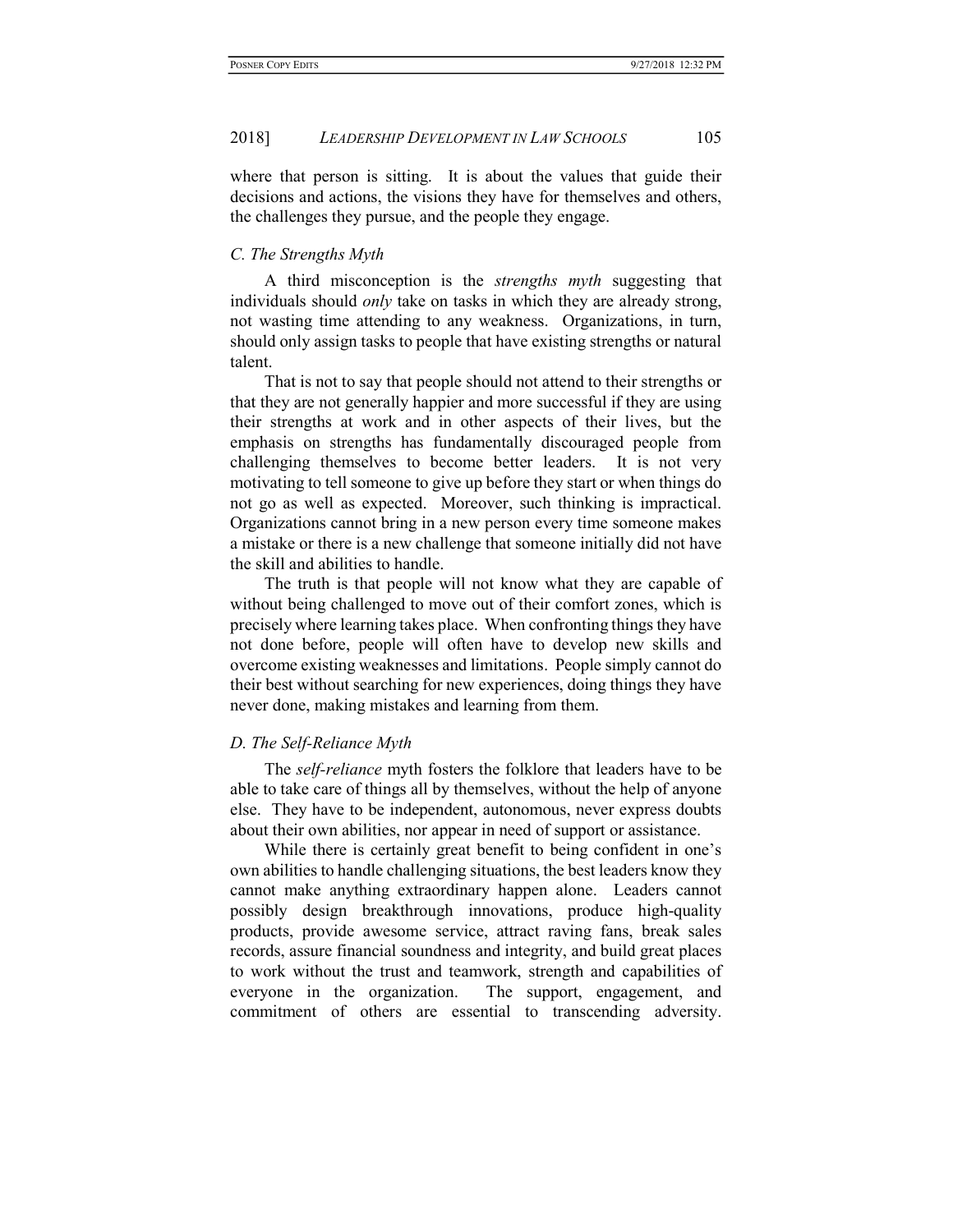where that person is sitting. It is about the values that guide their decisions and actions, the visions they have for themselves and others, the challenges they pursue, and the people they engage.

### *C. The Strengths Myth*

A third misconception is the *strengths myth* suggesting that individuals should *only* take on tasks in which they are already strong, not wasting time attending to any weakness. Organizations, in turn, should only assign tasks to people that have existing strengths or natural talent.

That is not to say that people should not attend to their strengths or that they are not generally happier and more successful if they are using their strengths at work and in other aspects of their lives, but the emphasis on strengths has fundamentally discouraged people from challenging themselves to become better leaders. It is not very motivating to tell someone to give up before they start or when things do not go as well as expected. Moreover, such thinking is impractical. Organizations cannot bring in a new person every time someone makes a mistake or there is a new challenge that someone initially did not have the skill and abilities to handle.

The truth is that people will not know what they are capable of without being challenged to move out of their comfort zones, which is precisely where learning takes place. When confronting things they have not done before, people will often have to develop new skills and overcome existing weaknesses and limitations. People simply cannot do their best without searching for new experiences, doing things they have never done, making mistakes and learning from them.

### *D. The Self-Reliance Myth*

The *self-reliance* myth fosters the folklore that leaders have to be able to take care of things all by themselves, without the help of anyone else. They have to be independent, autonomous, never express doubts about their own abilities, nor appear in need of support or assistance.

While there is certainly great benefit to being confident in one's own abilities to handle challenging situations, the best leaders know they cannot make anything extraordinary happen alone. Leaders cannot possibly design breakthrough innovations, produce high-quality products, provide awesome service, attract raving fans, break sales records, assure financial soundness and integrity, and build great places to work without the trust and teamwork, strength and capabilities of everyone in the organization. The support, engagement, and commitment of others are essential to transcending adversity.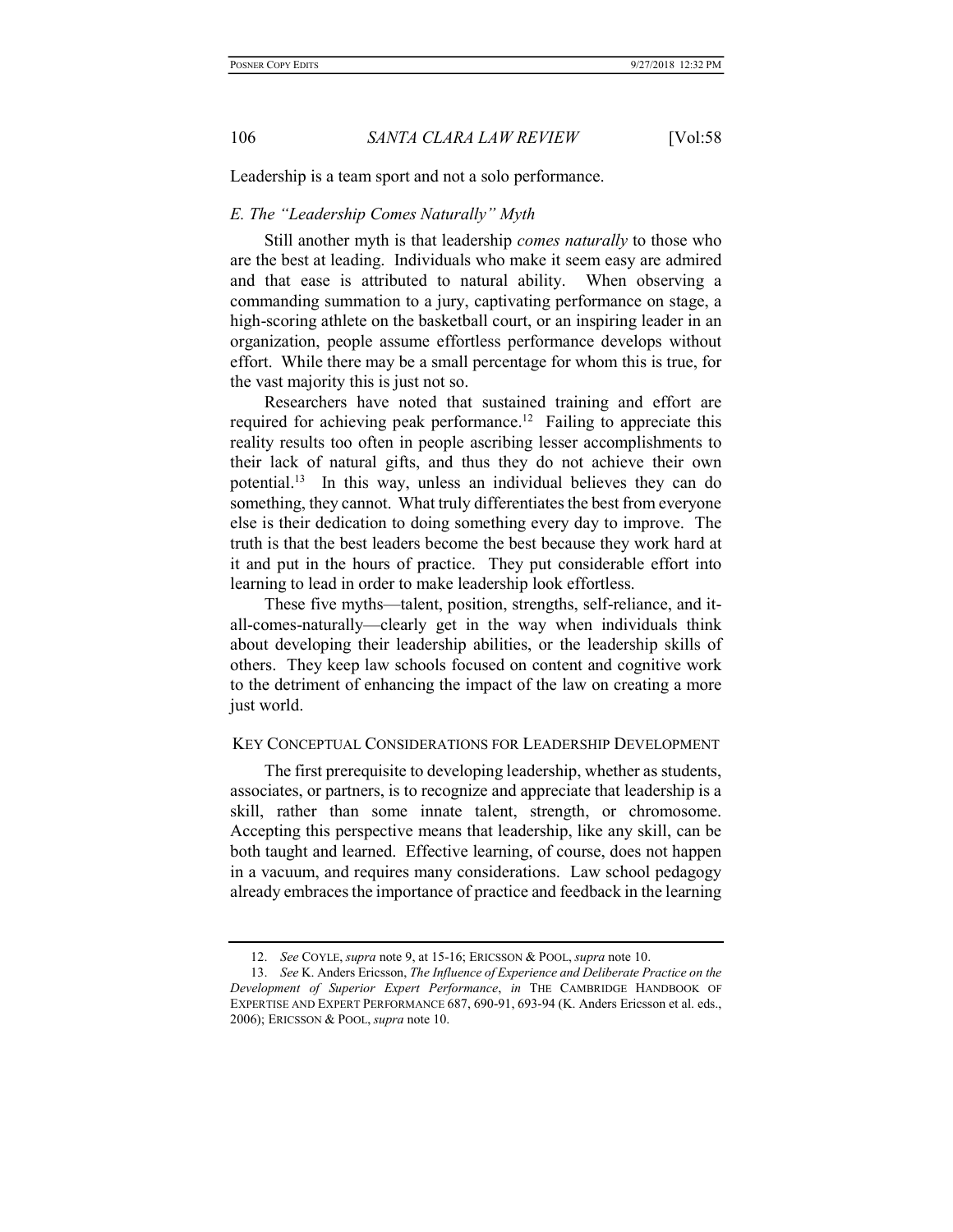Leadership is a team sport and not a solo performance.

### *E. The "Leadership Comes Naturally" Myth*

Still another myth is that leadership *comes naturally* to those who are the best at leading. Individuals who make it seem easy are admired and that ease is attributed to natural ability. When observing a commanding summation to a jury, captivating performance on stage, a high-scoring athlete on the basketball court, or an inspiring leader in an organization, people assume effortless performance develops without effort. While there may be a small percentage for whom this is true, for the vast majority this is just not so.

Researchers have noted that sustained training and effort are required for achieving peak performance.[12] Failing to appreciate this reality results too often in people ascribing lesser accomplishments to their lack of natural gifts, and thus they do not achieve their own potential.[13] In this way, unless an individual believes they can do something, they cannot. What truly differentiates the best from everyone else is their dedication to doing something every day to improve. The truth is that the best leaders become the best because they work hard at it and put in the hours of practice. They put considerable effort into learning to lead in order to make leadership look effortless.

These five myths—talent, position, strengths, self-reliance, and it-all-comes-naturally—clearly get in the way when individuals think about developing their leadership abilities, or the leadership skills of others. They keep law schools focused on content and cognitive work to the detriment of enhancing the impact of the law on creating a more just world.

## KEY CONCEPTUAL CONSIDERATIONS FOR LEADERSHIP DEVELOPMENT

The first prerequisite to developing leadership, whether as students, associates, or partners, is to recognize and appreciate that leadership is a skill, rather than some innate talent, strength, or chromosome. Accepting this perspective means that leadership, like any skill, can be both taught and learned. Effective learning, of course, does not happen in a vacuum, and requires many considerations. Law school pedagogy already embraces the importance of practice and feedback in the learning

---

12. *See* COYLE, *supra* note 9, at 15-16; ERICSSON & POOL, *supra* note 10.

13. *See* K. Anders Ericsson, *The Influence of Experience and Deliberate Practice on the Development of Superior Expert Performance*, *in* THE CAMBRIDGE HANDBOOK OF EXPERTISE AND EXPERT PERFORMANCE 687, 690-91, 693-94 (K. Anders Ericsson et al. eds., 2006); ERICSSON & POOL, *supra* note 10.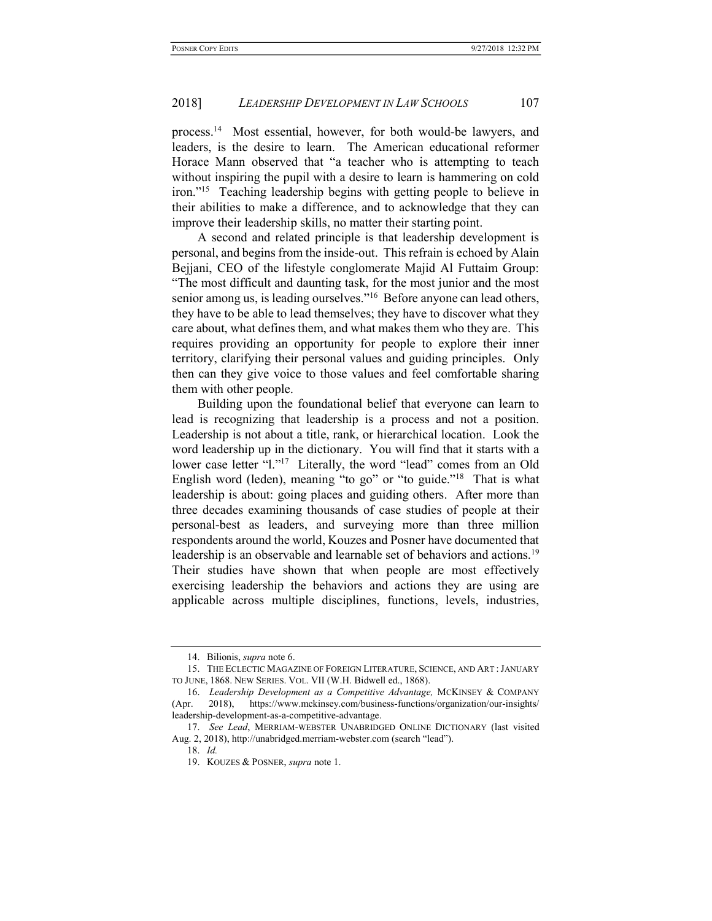process.[14] Most essential, however, for both would-be lawyers, and leaders, is the desire to learn. The American educational reformer Horace Mann observed that "a teacher who is attempting to teach without inspiring the pupil with a desire to learn is hammering on cold iron."[15] Teaching leadership begins with getting people to believe in their abilities to make a difference, and to acknowledge that they can improve their leadership skills, no matter their starting point.

A second and related principle is that leadership development is personal, and begins from the inside-out. This refrain is echoed by Alain Bejjani, CEO of the lifestyle conglomerate Majid Al Futtaim Group: "The most difficult and daunting task, for the most junior and the most senior among us, is leading ourselves."[16] Before anyone can lead others, they have to be able to lead themselves; they have to discover what they care about, what defines them, and what makes them who they are. This requires providing an opportunity for people to explore their inner territory, clarifying their personal values and guiding principles. Only then can they give voice to those values and feel comfortable sharing them with other people.

Building upon the foundational belief that everyone can learn to lead is recognizing that leadership is a process and not a position. Leadership is not about a title, rank, or hierarchical location. Look the word leadership up in the dictionary. You will find that it starts with a lower case letter "l."[17] Literally, the word "lead" comes from an Old English word (leden), meaning "to go" or "to guide."[18] That is what leadership is about: going places and guiding others. After more than three decades examining thousands of case studies of people at their personal-best as leaders, and surveying more than three million respondents around the world, Kouzes and Posner have documented that leadership is an observable and learnable set of behaviors and actions.[19] Their studies have shown that when people are most effectively exercising leadership the behaviors and actions they are using are applicable across multiple disciplines, functions, levels, industries,

---

14. Bilionis, *supra* note 6.

15. THE ECLECTIC MAGAZINE OF FOREIGN LITERATURE, SCIENCE, AND ART: JANUARY TO JUNE, 1868. NEW SERIES. VOL. VII (W.H. Bidwell ed., 1868).

16. *Leadership Development as a Competitive Advantage,* MCKINSEY & COMPANY (Apr. 2018), https://www.mckinsey.com/business-functions/organization/our-insights/leadership-development-as-a-competitive-advantage.

17. *See Lead*, MERRIAM-WEBSTER UNABRIDGED ONLINE DICTIONARY (last visited Aug. 2, 2018), http://unabridged.merriam-webster.com (search "lead").

18. *Id.*

19. KOUZES & POSNER, *supra* note 1.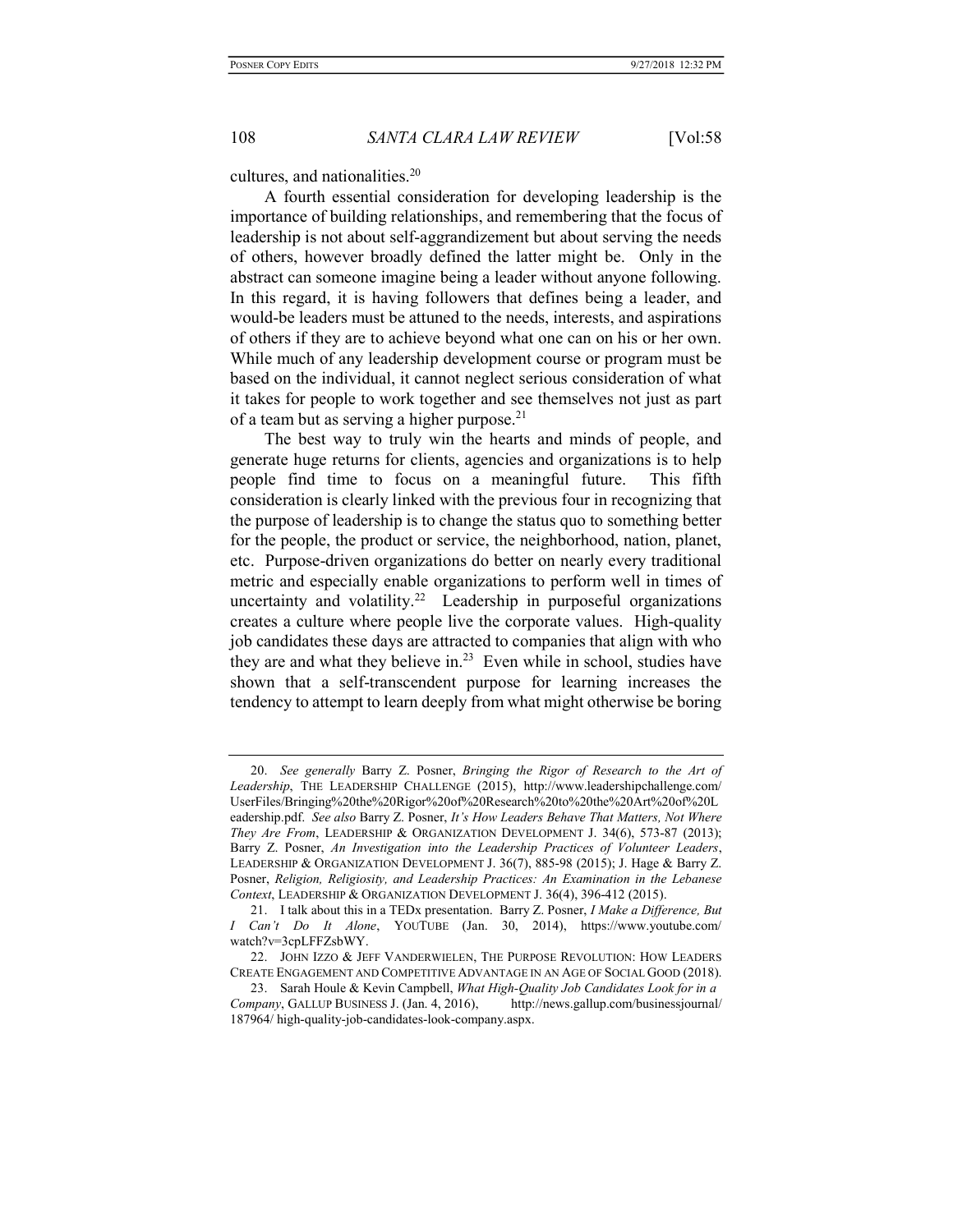cultures, and nationalities.[20]

A fourth essential consideration for developing leadership is the importance of building relationships, and remembering that the focus of leadership is not about self-aggrandizement but about serving the needs of others, however broadly defined the latter might be. Only in the abstract can someone imagine being a leader without anyone following. In this regard, it is having followers that defines being a leader, and would-be leaders must be attuned to the needs, interests, and aspirations of others if they are to achieve beyond what one can on his or her own. While much of any leadership development course or program must be based on the individual, it cannot neglect serious consideration of what it takes for people to work together and see themselves not just as part of a team but as serving a higher purpose.[21]

The best way to truly win the hearts and minds of people, and generate huge returns for clients, agencies and organizations is to help people find time to focus on a meaningful future. This fifth consideration is clearly linked with the previous four in recognizing that the purpose of leadership is to change the status quo to something better for the people, the product or service, the neighborhood, nation, planet, etc. Purpose-driven organizations do better on nearly every traditional metric and especially enable organizations to perform well in times of uncertainty and volatility.[22] Leadership in purposeful organizations creates a culture where people live the corporate values. High-quality job candidates these days are attracted to companies that align with who they are and what they believe in.[23] Even while in school, studies have shown that a self-transcendent purpose for learning increases the tendency to attempt to learn deeply from what might otherwise be boring

---

20. *See generally* Barry Z. Posner, *Bringing the Rigor of Research to the Art of Leadership*, THE LEADERSHIP CHALLENGE (2015), http://www.leadershipchallenge.com/UserFiles/Bringing%20the%20Rigor%20of%20Research%20to%20the%20Art%20of%20Leadership.pdf. *See also* Barry Z. Posner, *It's How Leaders Behave That Matters, Not Where They Are From*, LEADERSHIP & ORGANIZATION DEVELOPMENT J. 34(6), 573-87 (2013); Barry Z. Posner, *An Investigation into the Leadership Practices of Volunteer Leaders*, LEADERSHIP & ORGANIZATION DEVELOPMENT J. 36(7), 885-98 (2015); J. Hage & Barry Z. Posner, *Religion, Religiosity, and Leadership Practices: An Examination in the Lebanese Context*, LEADERSHIP & ORGANIZATION DEVELOPMENT J. 36(4), 396-412 (2015).

21. I talk about this in a TEDx presentation. Barry Z. Posner, *I Make a Difference, But I Can't Do It Alone*, YOUTUBE (Jan. 30, 2014), https://www.youtube.com/watch?v=3cpLFFZsbWY.

22. JOHN IZZO & JEFF VANDERWIELEN, THE PURPOSE REVOLUTION: HOW LEADERS CREATE ENGAGEMENT AND COMPETITIVE ADVANTAGE IN AN AGE OF SOCIAL GOOD (2018).

23. Sarah Houle & Kevin Campbell, *What High-Quality Job Candidates Look for in a Company*, GALLUP BUSINESS J. (Jan. 4, 2016), http://news.gallup.com/businessjournal/187964/ high-quality-job-candidates-look-company.aspx.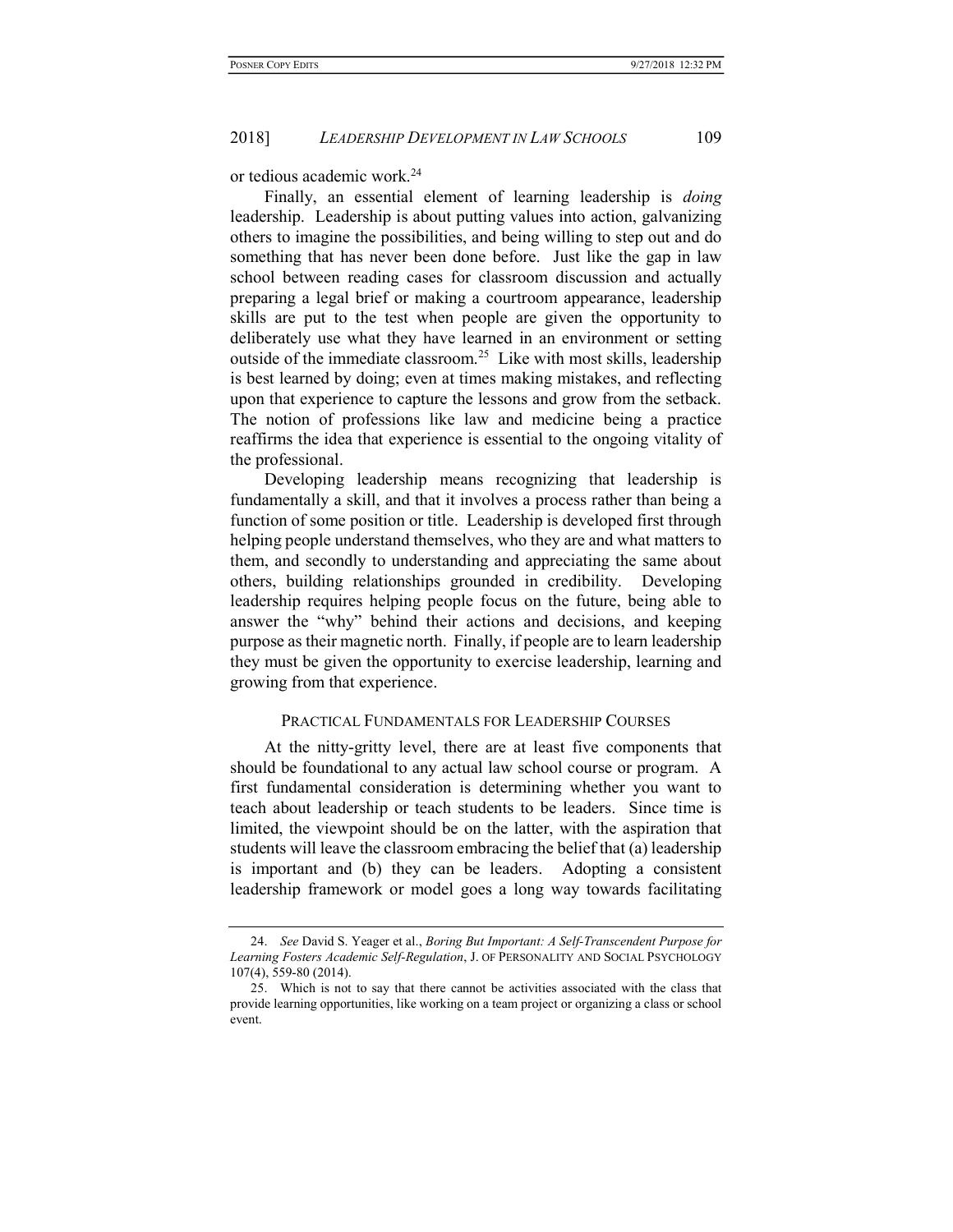or tedious academic work.[24]

Finally, an essential element of learning leadership is *doing* leadership. Leadership is about putting values into action, galvanizing others to imagine the possibilities, and being willing to step out and do something that has never been done before. Just like the gap in law school between reading cases for classroom discussion and actually preparing a legal brief or making a courtroom appearance, leadership skills are put to the test when people are given the opportunity to deliberately use what they have learned in an environment or setting outside of the immediate classroom.[25] Like with most skills, leadership is best learned by doing; even at times making mistakes, and reflecting upon that experience to capture the lessons and grow from the setback. The notion of professions like law and medicine being a practice reaffirms the idea that experience is essential to the ongoing vitality of the professional.

Developing leadership means recognizing that leadership is fundamentally a skill, and that it involves a process rather than being a function of some position or title. Leadership is developed first through helping people understand themselves, who they are and what matters to them, and secondly to understanding and appreciating the same about others, building relationships grounded in credibility. Developing leadership requires helping people focus on the future, being able to answer the "why" behind their actions and decisions, and keeping purpose as their magnetic north. Finally, if people are to learn leadership they must be given the opportunity to exercise leadership, learning and growing from that experience.

## PRACTICAL FUNDAMENTALS FOR LEADERSHIP COURSES

At the nitty-gritty level, there are at least five components that should be foundational to any actual law school course or program. A first fundamental consideration is determining whether you want to teach about leadership or teach students to be leaders. Since time is limited, the viewpoint should be on the latter, with the aspiration that students will leave the classroom embracing the belief that (a) leadership is important and (b) they can be leaders. Adopting a consistent leadership framework or model goes a long way towards facilitating

---

24. *See* David S. Yeager et al., *Boring But Important: A Self-Transcendent Purpose for Learning Fosters Academic Self-Regulation*, J. OF PERSONALITY AND SOCIAL PSYCHOLOGY 107(4), 559-80 (2014).

25. Which is not to say that there cannot be activities associated with the class that provide learning opportunities, like working on a team project or organizing a class or school event.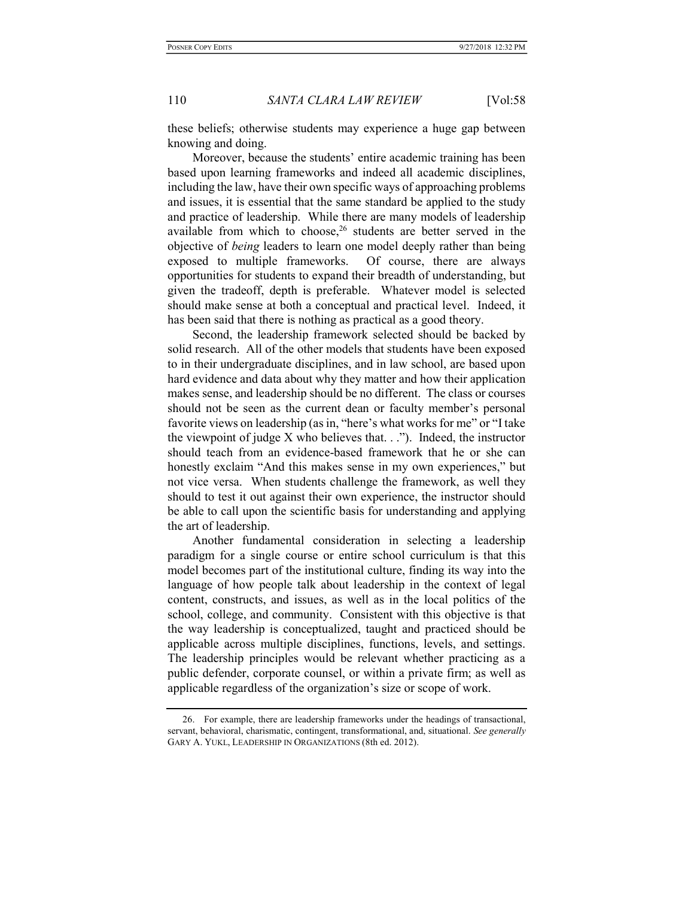these beliefs; otherwise students may experience a huge gap between knowing and doing.

Moreover, because the students' entire academic training has been based upon learning frameworks and indeed all academic disciplines, including the law, have their own specific ways of approaching problems and issues, it is essential that the same standard be applied to the study and practice of leadership. While there are many models of leadership available from which to choose,[26] students are better served in the objective of *being* leaders to learn one model deeply rather than being exposed to multiple frameworks. Of course, there are always opportunities for students to expand their breadth of understanding, but given the tradeoff, depth is preferable. Whatever model is selected should make sense at both a conceptual and practical level. Indeed, it has been said that there is nothing as practical as a good theory.

Second, the leadership framework selected should be backed by solid research. All of the other models that students have been exposed to in their undergraduate disciplines, and in law school, are based upon hard evidence and data about why they matter and how their application makes sense, and leadership should be no different. The class or courses should not be seen as the current dean or faculty member's personal favorite views on leadership (as in, "here's what works for me" or "I take the viewpoint of judge X who believes that. . ."). Indeed, the instructor should teach from an evidence-based framework that he or she can honestly exclaim "And this makes sense in my own experiences," but not vice versa. When students challenge the framework, as well they should to test it out against their own experience, the instructor should be able to call upon the scientific basis for understanding and applying the art of leadership.

Another fundamental consideration in selecting a leadership paradigm for a single course or entire school curriculum is that this model becomes part of the institutional culture, finding its way into the language of how people talk about leadership in the context of legal content, constructs, and issues, as well as in the local politics of the school, college, and community. Consistent with this objective is that the way leadership is conceptualized, taught and practiced should be applicable across multiple disciplines, functions, levels, and settings. The leadership principles would be relevant whether practicing as a public defender, corporate counsel, or within a private firm; as well as applicable regardless of the organization's size or scope of work.

---

26. For example, there are leadership frameworks under the headings of transactional, servant, behavioral, charismatic, contingent, transformational, and, situational. *See generally* GARY A. YUKL, LEADERSHIP IN ORGANIZATIONS (8th ed. 2012).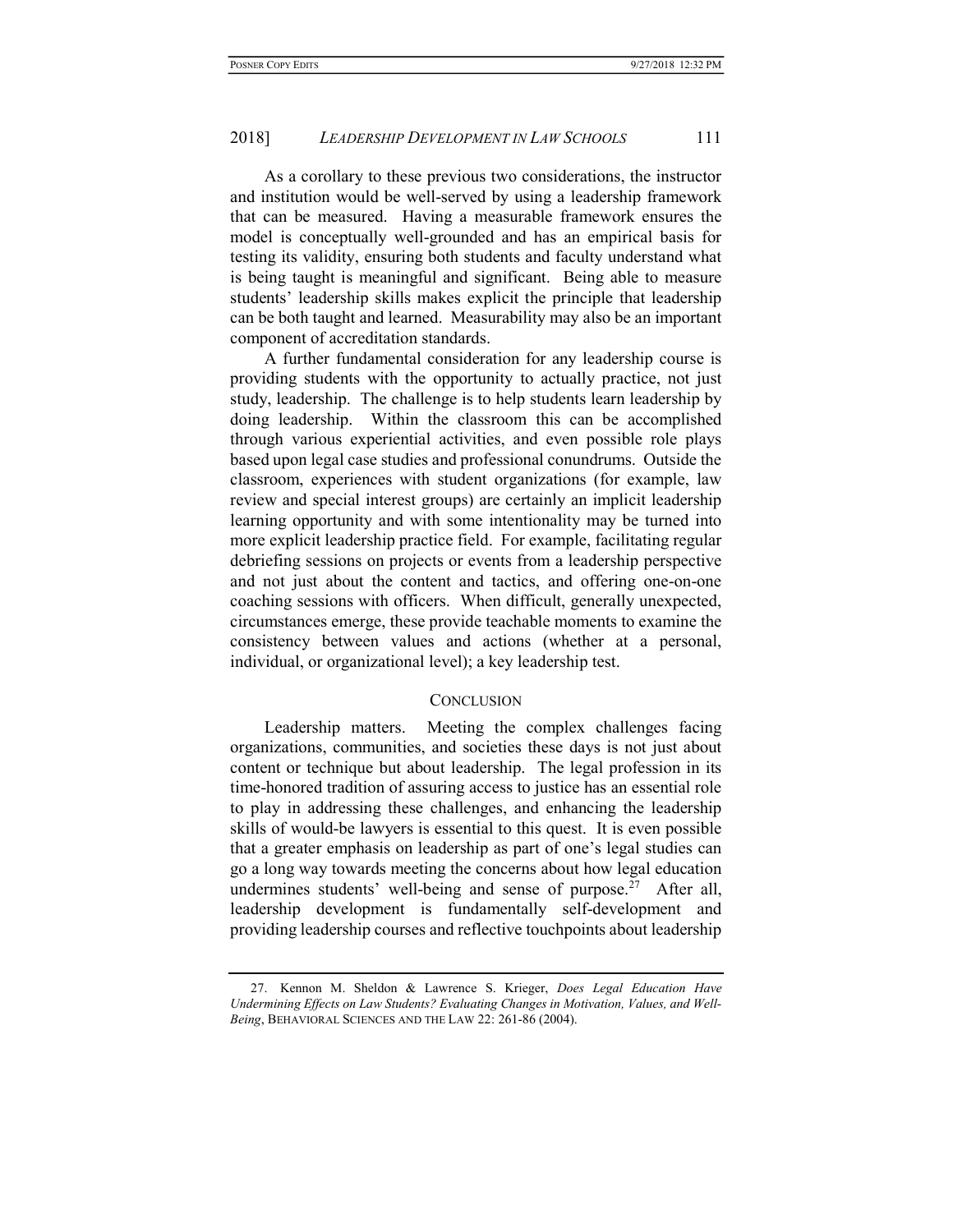As a corollary to these previous two considerations, the instructor and institution would be well-served by using a leadership framework that can be measured. Having a measurable framework ensures the model is conceptually well-grounded and has an empirical basis for testing its validity, ensuring both students and faculty understand what is being taught is meaningful and significant. Being able to measure students' leadership skills makes explicit the principle that leadership can be both taught and learned. Measurability may also be an important component of accreditation standards.

A further fundamental consideration for any leadership course is providing students with the opportunity to actually practice, not just study, leadership. The challenge is to help students learn leadership by doing leadership. Within the classroom this can be accomplished through various experiential activities, and even possible role plays based upon legal case studies and professional conundrums. Outside the classroom, experiences with student organizations (for example, law review and special interest groups) are certainly an implicit leadership learning opportunity and with some intentionality may be turned into more explicit leadership practice field. For example, facilitating regular debriefing sessions on projects or events from a leadership perspective and not just about the content and tactics, and offering one-on-one coaching sessions with officers. When difficult, generally unexpected, circumstances emerge, these provide teachable moments to examine the consistency between values and actions (whether at a personal, individual, or organizational level); a key leadership test.

## CONCLUSION

Leadership matters. Meeting the complex challenges facing organizations, communities, and societies these days is not just about content or technique but about leadership. The legal profession in its time-honored tradition of assuring access to justice has an essential role to play in addressing these challenges, and enhancing the leadership skills of would-be lawyers is essential to this quest. It is even possible that a greater emphasis on leadership as part of one's legal studies can go a long way towards meeting the concerns about how legal education undermines students' well-being and sense of purpose.[27] After all, leadership development is fundamentally self-development and providing leadership courses and reflective touchpoints about leadership

---

27. Kennon M. Sheldon & Lawrence S. Krieger, *Does Legal Education Have Undermining Effects on Law Students? Evaluating Changes in Motivation, Values, and Well-Being*, BEHAVIORAL SCIENCES AND THE LAW 22: 261-86 (2004).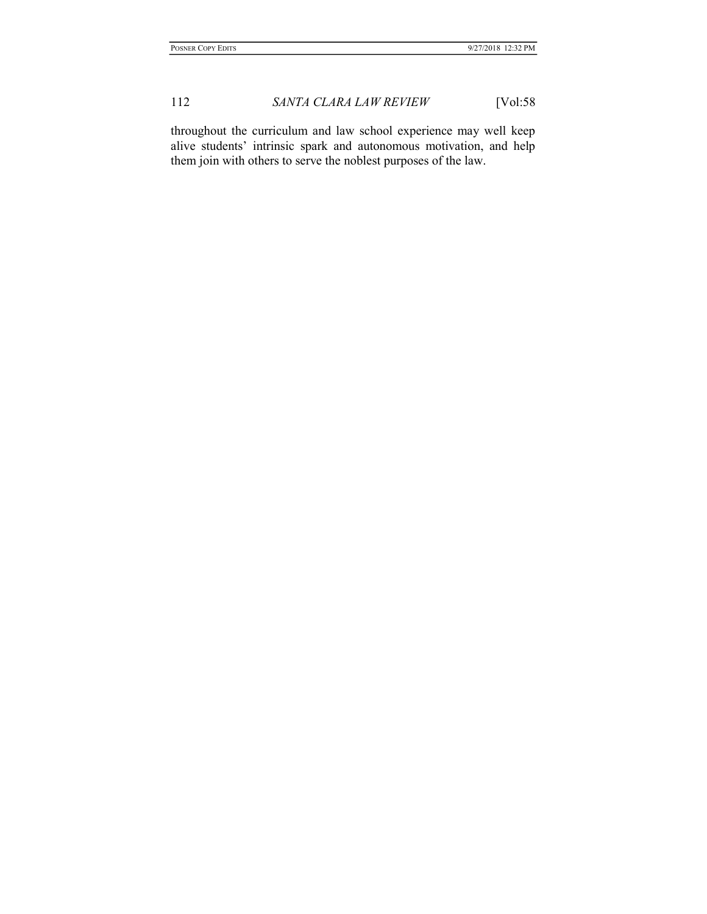throughout the curriculum and law school experience may well keep alive students' intrinsic spark and autonomous motivation, and help them join with others to serve the noblest purposes of the law.